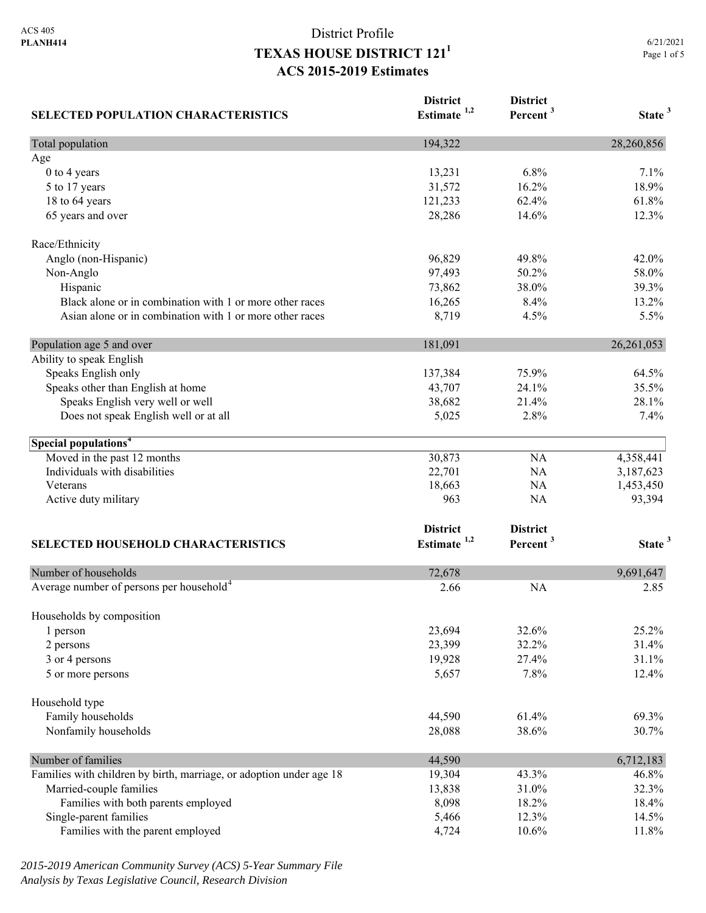ACS 405
**PLANH414**

# District Profile
## TEXAS HOUSE DISTRICT 121[1]
## ACS 2015-2019 Estimates

6/21/2021

| SELECTED POPULATION CHARACTERISTICS | District Estimate [1,2] | District Percent [3] | State [3] |
|---|---|---|---|
| Total population | 194,322 | | 28,260,856 |
| Age | | | |
| 0 to 4 years | 13,231 | 6.8% | 7.1% |
| 5 to 17 years | 31,572 | 16.2% | 18.9% |
| 18 to 64 years | 121,233 | 62.4% | 61.8% |
| 65 years and over | 28,286 | 14.6% | 12.3% |
| Race/Ethnicity | | | |
| Anglo (non-Hispanic) | 96,829 | 49.8% | 42.0% |
| Non-Anglo | 97,493 | 50.2% | 58.0% |
| Hispanic | 73,862 | 38.0% | 39.3% |
| Black alone or in combination with 1 or more other races | 16,265 | 8.4% | 13.2% |
| Asian alone or in combination with 1 or more other races | 8,719 | 4.5% | 5.5% |
| Population age 5 and over | 181,091 | | 26,261,053 |
| Ability to speak English | | | |
| Speaks English only | 137,384 | 75.9% | 64.5% |
| Speaks other than English at home | 43,707 | 24.1% | 35.5% |
| Speaks English very well or well | 38,682 | 21.4% | 28.1% |
| Does not speak English well or at all | 5,025 | 2.8% | 7.4% |
| **Special populations[4]** | | | |
| Moved in the past 12 months | 30,873 | NA | 4,358,441 |
| Individuals with disabilities | 22,701 | NA | 3,187,623 |
| Veterans | 18,663 | NA | 1,453,450 |
| Active duty military | 963 | NA | 93,394 |

| SELECTED HOUSEHOLD CHARACTERISTICS | District Estimate [1,2] | District Percent [3] | State [3] |
|---|---|---|---|
| Number of households | 72,678 | | 9,691,647 |
| Average number of persons per household[4] | 2.66 | NA | 2.85 |
| Households by composition | | | |
| 1 person | 23,694 | 32.6% | 25.2% |
| 2 persons | 23,399 | 32.2% | 31.4% |
| 3 or 4 persons | 19,928 | 27.4% | 31.1% |
| 5 or more persons | 5,657 | 7.8% | 12.4% |
| Household type | | | |
| Family households | 44,590 | 61.4% | 69.3% |
| Nonfamily households | 28,088 | 38.6% | 30.7% |
| Number of families | 44,590 | | 6,712,183 |
| Families with children by birth, marriage, or adoption under age 18 | 19,304 | 43.3% | 46.8% |
| Married-couple families | 13,838 | 31.0% | 32.3% |
| Families with both parents employed | 8,098 | 18.2% | 18.4% |
| Single-parent families | 5,466 | 12.3% | 14.5% |
| Families with the parent employed | 4,724 | 10.6% | 11.8% |

*2015-2019 American Community Survey (ACS) 5-Year Summary File*
*Analysis by Texas Legislative Council, Research Division*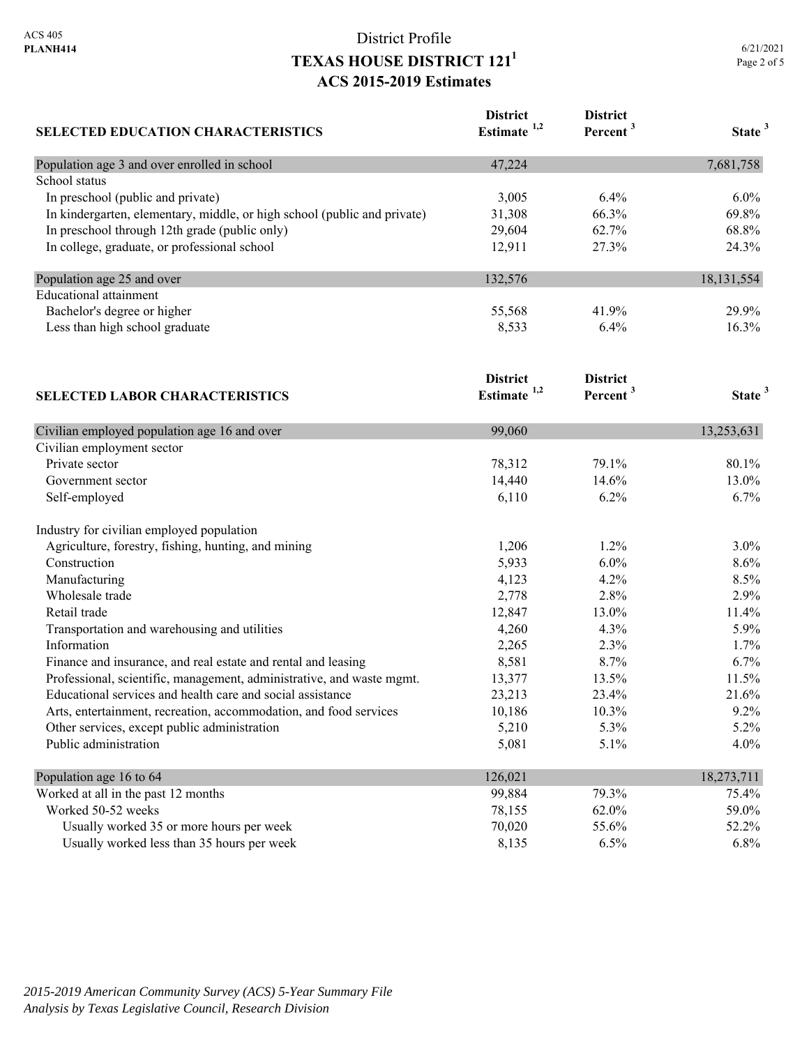District Profile

# TEXAS HOUSE DISTRICT 121[1]

## ACS 2015-2019 Estimates

| SELECTED EDUCATION CHARACTERISTICS | District Estimate [1,2] | District Percent [3] | State [3] |
|---|---|---|---|
| Population age 3 and over enrolled in school | 47,224 | | 7,681,758 |
| School status | | | |
| In preschool (public and private) | 3,005 | 6.4% | 6.0% |
| In kindergarten, elementary, middle, or high school (public and private) | 31,308 | 66.3% | 69.8% |
| In preschool through 12th grade (public only) | 29,604 | 62.7% | 68.8% |
| In college, graduate, or professional school | 12,911 | 27.3% | 24.3% |
| Population age 25 and over | 132,576 | | 18,131,554 |
| Educational attainment | | | |
| Bachelor's degree or higher | 55,568 | 41.9% | 29.9% |
| Less than high school graduate | 8,533 | 6.4% | 16.3% |

| SELECTED LABOR CHARACTERISTICS | District Estimate [1,2] | District Percent [3] | State [3] |
|---|---|---|---|
| Civilian employed population age 16 and over | 99,060 | | 13,253,631 |
| Civilian employment sector | | | |
| Private sector | 78,312 | 79.1% | 80.1% |
| Government sector | 14,440 | 14.6% | 13.0% |
| Self-employed | 6,110 | 6.2% | 6.7% |
| Industry for civilian employed population | | | |
| Agriculture, forestry, fishing, hunting, and mining | 1,206 | 1.2% | 3.0% |
| Construction | 5,933 | 6.0% | 8.6% |
| Manufacturing | 4,123 | 4.2% | 8.5% |
| Wholesale trade | 2,778 | 2.8% | 2.9% |
| Retail trade | 12,847 | 13.0% | 11.4% |
| Transportation and warehousing and utilities | 4,260 | 4.3% | 5.9% |
| Information | 2,265 | 2.3% | 1.7% |
| Finance and insurance, and real estate and rental and leasing | 8,581 | 8.7% | 6.7% |
| Professional, scientific, management, administrative, and waste mgmt. | 13,377 | 13.5% | 11.5% |
| Educational services and health care and social assistance | 23,213 | 23.4% | 21.6% |
| Arts, entertainment, recreation, accommodation, and food services | 10,186 | 10.3% | 9.2% |
| Other services, except public administration | 5,210 | 5.3% | 5.2% |
| Public administration | 5,081 | 5.1% | 4.0% |
| Population age 16 to 64 | 126,021 | | 18,273,711 |
| Worked at all in the past 12 months | 99,884 | 79.3% | 75.4% |
| Worked 50-52 weeks | 78,155 | 62.0% | 59.0% |
| Usually worked 35 or more hours per week | 70,020 | 55.6% | 52.2% |
| Usually worked less than 35 hours per week | 8,135 | 6.5% | 6.8% |

*2015-2019 American Community Survey (ACS) 5-Year Summary File*
*Analysis by Texas Legislative Council, Research Division*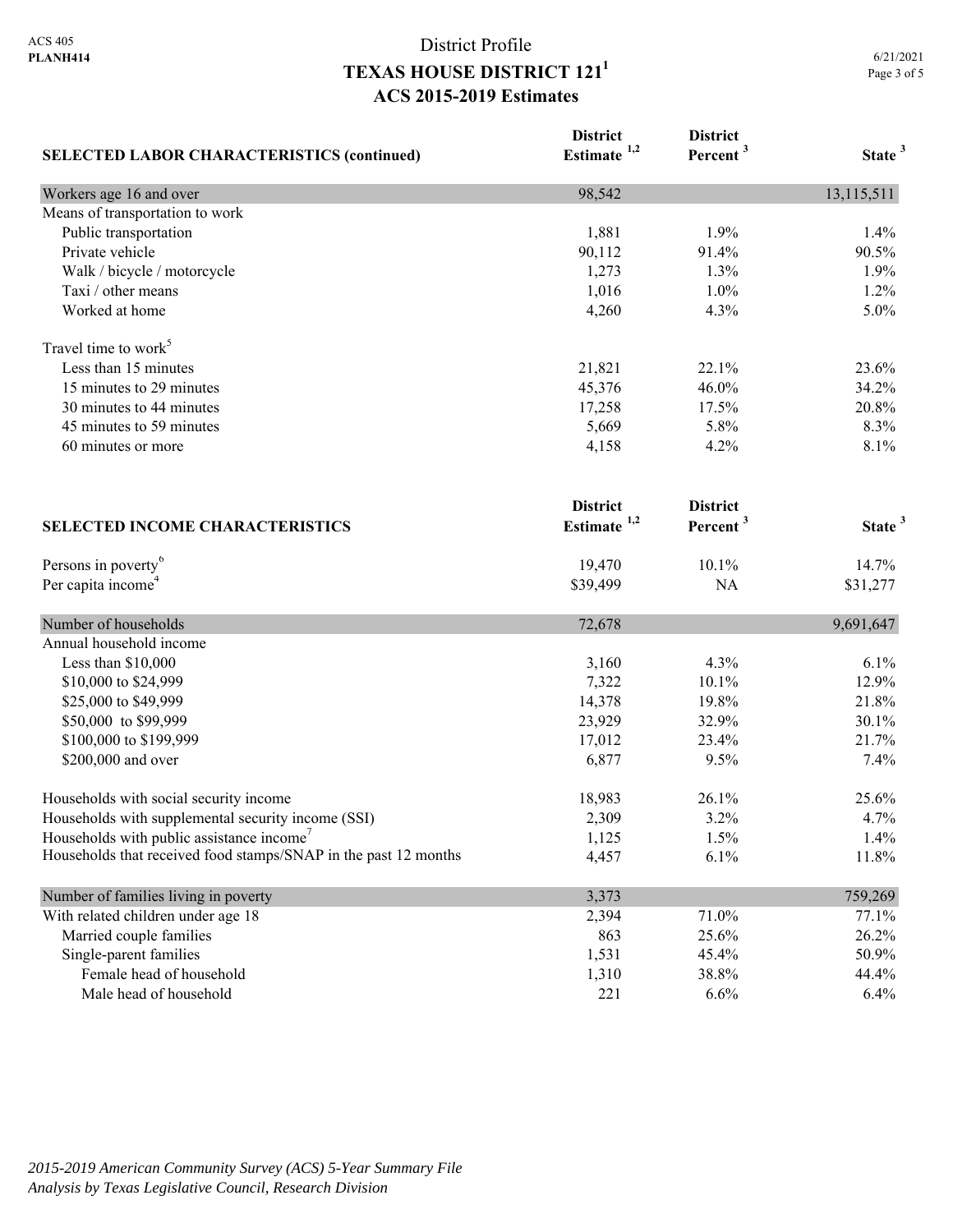# District Profile
## TEXAS HOUSE DISTRICT 121[1]
### ACS 2015-2019 Estimates

| SELECTED LABOR CHARACTERISTICS (continued) | District Estimate [1,2] | District Percent [3] | State [3] |
|---|---|---|---|
| Workers age 16 and over | 98,542 | | 13,115,511 |
| Means of transportation to work | | | |
| Public transportation | 1,881 | 1.9% | 1.4% |
| Private vehicle | 90,112 | 91.4% | 90.5% |
| Walk / bicycle / motorcycle | 1,273 | 1.3% | 1.9% |
| Taxi / other means | 1,016 | 1.0% | 1.2% |
| Worked at home | 4,260 | 4.3% | 5.0% |
| Travel time to work[5] | | | |
| Less than 15 minutes | 21,821 | 22.1% | 23.6% |
| 15 minutes to 29 minutes | 45,376 | 46.0% | 34.2% |
| 30 minutes to 44 minutes | 17,258 | 17.5% | 20.8% |
| 45 minutes to 59 minutes | 5,669 | 5.8% | 8.3% |
| 60 minutes or more | 4,158 | 4.2% | 8.1% |

| SELECTED INCOME CHARACTERISTICS | District Estimate [1,2] | District Percent [3] | State [3] |
|---|---|---|---|
| Persons in poverty[6] | 19,470 | 10.1% | 14.7% |
| Per capita income[4] | $39,499 | NA | $31,277 |
| Number of households | 72,678 | | 9,691,647 |
| Annual household income | | | |
| Less than $10,000 | 3,160 | 4.3% | 6.1% |
| $10,000 to $24,999 | 7,322 | 10.1% | 12.9% |
| $25,000 to $49,999 | 14,378 | 19.8% | 21.8% |
| $50,000 to $99,999 | 23,929 | 32.9% | 30.1% |
| $100,000 to $199,999 | 17,012 | 23.4% | 21.7% |
| $200,000 and over | 6,877 | 9.5% | 7.4% |
| Households with social security income | 18,983 | 26.1% | 25.6% |
| Households with supplemental security income (SSI) | 2,309 | 3.2% | 4.7% |
| Households with public assistance income[7] | 1,125 | 1.5% | 1.4% |
| Households that received food stamps/SNAP in the past 12 months | 4,457 | 6.1% | 11.8% |
| Number of families living in poverty | 3,373 | | 759,269 |
| With related children under age 18 | 2,394 | 71.0% | 77.1% |
| Married couple families | 863 | 25.6% | 26.2% |
| Single-parent families | 1,531 | 45.4% | 50.9% |
| Female head of household | 1,310 | 38.8% | 44.4% |
| Male head of household | 221 | 6.6% | 6.4% |

*2015-2019 American Community Survey (ACS) 5-Year Summary File*
*Analysis by Texas Legislative Council, Research Division*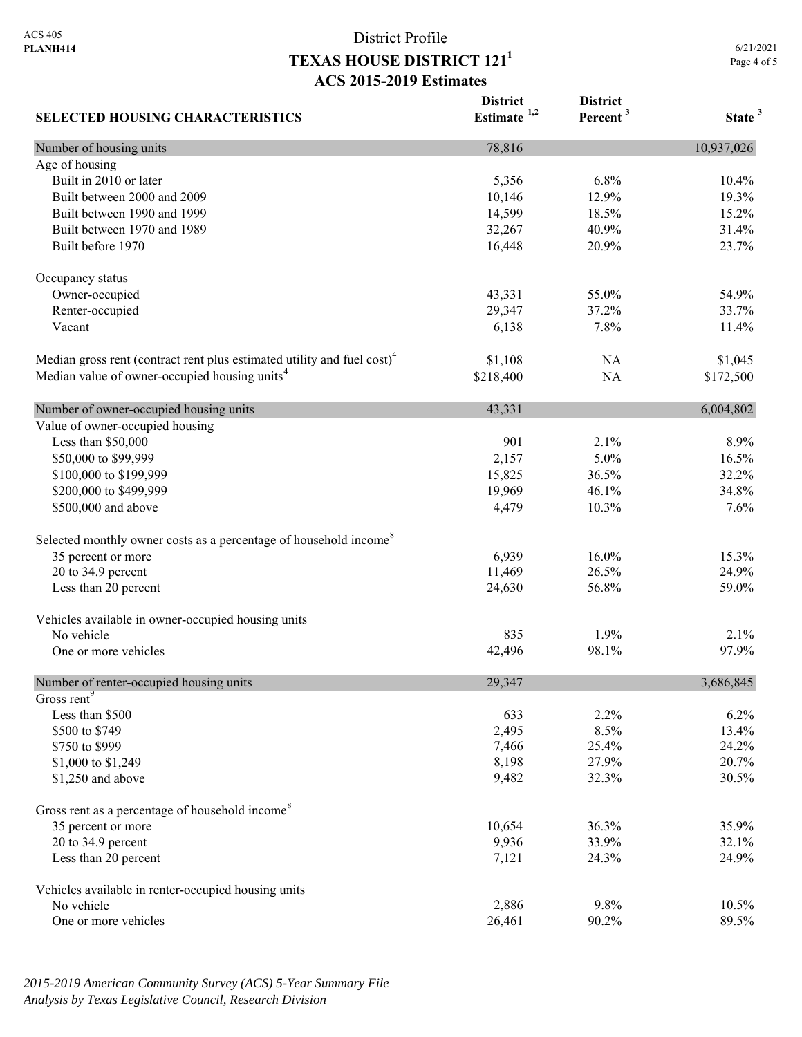District Profile

# TEXAS HOUSE DISTRICT 121[1]

## ACS 2015-2019 Estimates

| SELECTED HOUSING CHARACTERISTICS | District Estimate [1,2] | District Percent [3] | State [3] |
|---|---|---|---|
| **Number of housing units** | 78,816 | | 10,937,026 |
| Age of housing | | | |
| Built in 2010 or later | 5,356 | 6.8% | 10.4% |
| Built between 2000 and 2009 | 10,146 | 12.9% | 19.3% |
| Built between 1990 and 1999 | 14,599 | 18.5% | 15.2% |
| Built between 1970 and 1989 | 32,267 | 40.9% | 31.4% |
| Built before 1970 | 16,448 | 20.9% | 23.7% |
| Occupancy status | | | |
| Owner-occupied | 43,331 | 55.0% | 54.9% |
| Renter-occupied | 29,347 | 37.2% | 33.7% |
| Vacant | 6,138 | 7.8% | 11.4% |
| Median gross rent (contract rent plus estimated utility and fuel cost)[4] | $1,108 | NA | $1,045 |
| Median value of owner-occupied housing units[4] | $218,400 | NA | $172,500 |
| **Number of owner-occupied housing units** | 43,331 | | 6,004,802 |
| Value of owner-occupied housing | | | |
| Less than $50,000 | 901 | 2.1% | 8.9% |
| $50,000 to $99,999 | 2,157 | 5.0% | 16.5% |
| $100,000 to $199,999 | 15,825 | 36.5% | 32.2% |
| $200,000 to $499,999 | 19,969 | 46.1% | 34.8% |
| $500,000 and above | 4,479 | 10.3% | 7.6% |
| Selected monthly owner costs as a percentage of household income[8] | | | |
| 35 percent or more | 6,939 | 16.0% | 15.3% |
| 20 to 34.9 percent | 11,469 | 26.5% | 24.9% |
| Less than 20 percent | 24,630 | 56.8% | 59.0% |
| Vehicles available in owner-occupied housing units | | | |
| No vehicle | 835 | 1.9% | 2.1% |
| One or more vehicles | 42,496 | 98.1% | 97.9% |
| **Number of renter-occupied housing units** | 29,347 | | 3,686,845 |
| Gross rent[9] | | | |
| Less than $500 | 633 | 2.2% | 6.2% |
| $500 to $749 | 2,495 | 8.5% | 13.4% |
| $750 to $999 | 7,466 | 25.4% | 24.2% |
| $1,000 to $1,249 | 8,198 | 27.9% | 20.7% |
| $1,250 and above | 9,482 | 32.3% | 30.5% |
| Gross rent as a percentage of household income[8] | | | |
| 35 percent or more | 10,654 | 36.3% | 35.9% |
| 20 to 34.9 percent | 9,936 | 33.9% | 32.1% |
| Less than 20 percent | 7,121 | 24.3% | 24.9% |
| Vehicles available in renter-occupied housing units | | | |
| No vehicle | 2,886 | 9.8% | 10.5% |
| One or more vehicles | 26,461 | 90.2% | 89.5% |

*2015-2019 American Community Survey (ACS) 5-Year Summary File*
*Analysis by Texas Legislative Council, Research Division*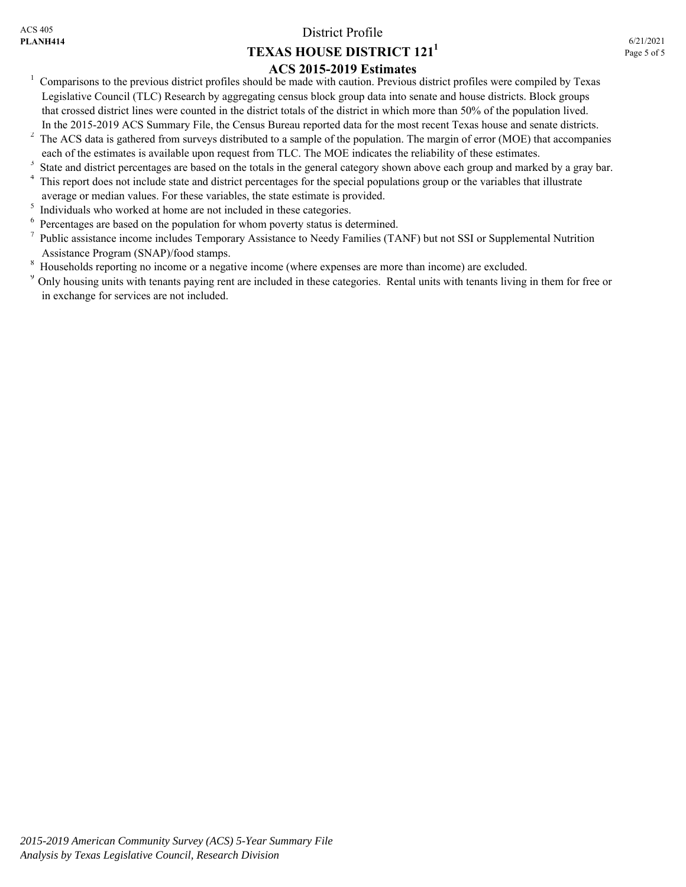# District Profile

# TEXAS HOUSE DISTRICT 121[1]

## ACS 2015-2019 Estimates

[1] Comparisons to the previous district profiles should be made with caution. Previous district profiles were compiled by Texas Legislative Council (TLC) Research by aggregating census block group data into senate and house districts. Block groups that crossed district lines were counted in the district totals of the district in which more than 50% of the population lived. In the 2015-2019 ACS Summary File, the Census Bureau reported data for the most recent Texas house and senate districts.

[2] The ACS data is gathered from surveys distributed to a sample of the population. The margin of error (MOE) that accompanies each of the estimates is available upon request from TLC. The MOE indicates the reliability of these estimates.

[3] State and district percentages are based on the totals in the general category shown above each group and marked by a gray bar.

[4] This report does not include state and district percentages for the special populations group or the variables that illustrate average or median values. For these variables, the state estimate is provided.

[5] Individuals who worked at home are not included in these categories.

[6] Percentages are based on the population for whom poverty status is determined.

[7] Public assistance income includes Temporary Assistance to Needy Families (TANF) but not SSI or Supplemental Nutrition Assistance Program (SNAP)/food stamps.

[8] Households reporting no income or a negative income (where expenses are more than income) are excluded.

[9] Only housing units with tenants paying rent are included in these categories. Rental units with tenants living in them for free or in exchange for services are not included.

*2015-2019 American Community Survey (ACS) 5-Year Summary File*
*Analysis by Texas Legislative Council, Research Division*